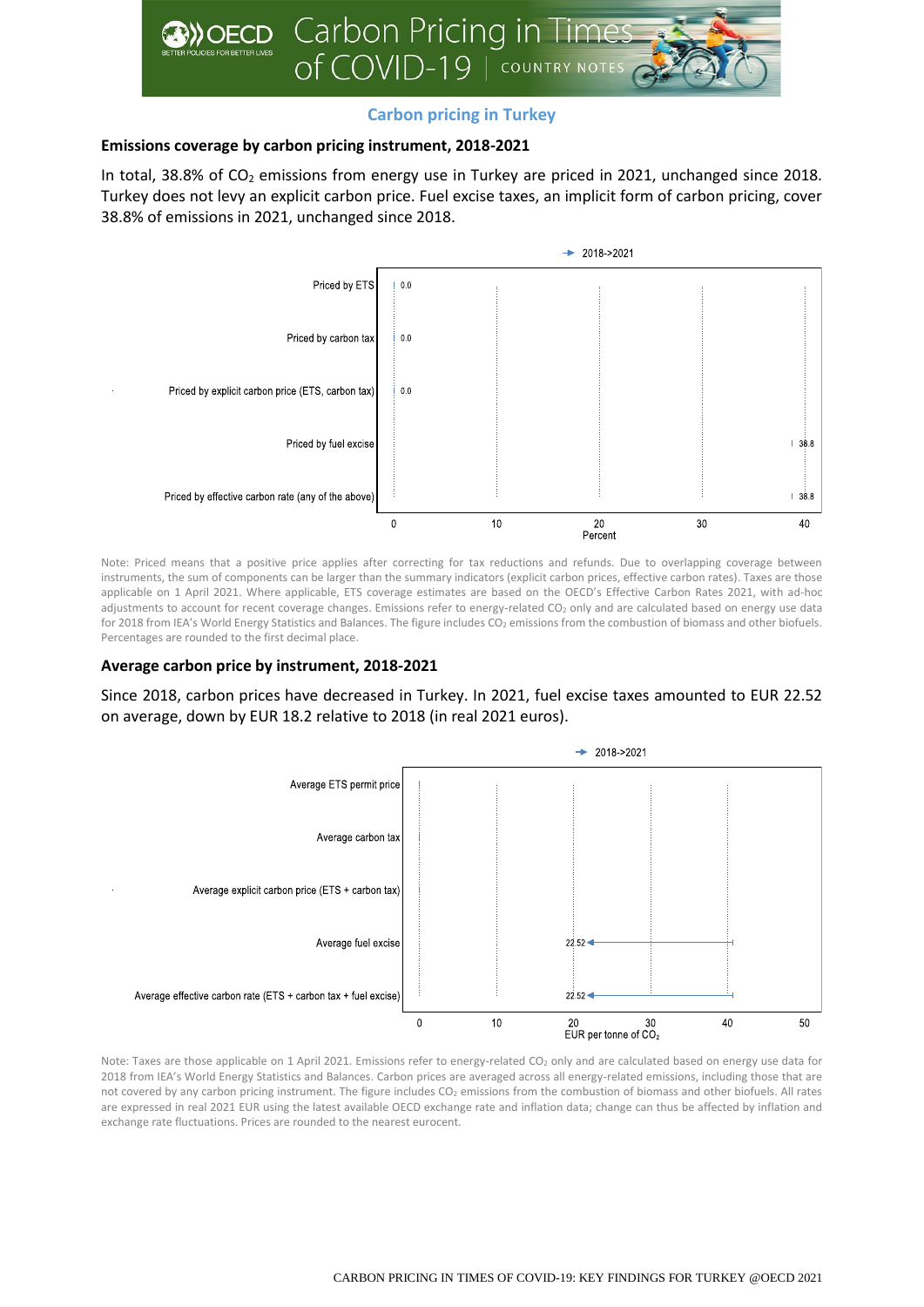# Carbon Pricing in Times of COVID-19 | COUNTRY NOTES

## Carbon pricing in Turkey

### Emissions coverage by carbon pricing instrument, 2018-2021

In total, 38.8% of $CO_2$ emissions from energy use in Turkey are priced in 2021, unchanged since 2018. Turkey does not levy an explicit carbon price. Fuel excise taxes, an implicit form of carbon pricing, cover 38.8% of emissions in 2021, unchanged since 2018.

| | 2018->2021 (Percent) |
|---|---|
| Priced by ETS | 0.0 |
| Priced by carbon tax | 0.0 |
| Priced by explicit carbon price (ETS, carbon tax) | 0.0 |
| Priced by fuel excise | 38.8 |
| Priced by effective carbon rate (any of the above) | 38.8 |

Note: Priced means that a positive price applies after correcting for tax reductions and refunds. Due to overlapping coverage between instruments, the sum of components can be larger than the summary indicators (explicit carbon prices, effective carbon rates). Taxes are those applicable on 1 April 2021. Where applicable, ETS coverage estimates are based on the OECD's Effective Carbon Rates 2021, with ad-hoc adjustments to account for recent coverage changes. Emissions refer to energy-related $CO_2$ only and are calculated based on energy use data for 2018 from IEA's World Energy Statistics and Balances. The figure includes $CO_2$ emissions from the combustion of biomass and other biofuels. Percentages are rounded to the first decimal place.

### Average carbon price by instrument, 2018-2021

Since 2018, carbon prices have decreased in Turkey. In 2021, fuel excise taxes amounted to EUR 22.52 on average, down by EUR 18.2 relative to 2018 (in real 2021 euros).

| | 2018->2021 (EUR per tonne of $CO_2$) |
|---|---|
| Average ETS permit price | |
| Average carbon tax | |
| Average explicit carbon price (ETS + carbon tax) | |
| Average fuel excise | 22.52 |
| Average effective carbon rate (ETS + carbon tax + fuel excise) | 22.52 |

Note: Taxes are those applicable on 1 April 2021. Emissions refer to energy-related $CO_2$ only and are calculated based on energy use data for 2018 from IEA's World Energy Statistics and Balances. Carbon prices are averaged across all energy-related emissions, including those that are not covered by any carbon pricing instrument. The figure includes $CO_2$ emissions from the combustion of biomass and other biofuels. All rates are expressed in real 2021 EUR using the latest available OECD exchange rate and inflation data; change can thus be affected by inflation and exchange rate fluctuations. Prices are rounded to the nearest eurocent.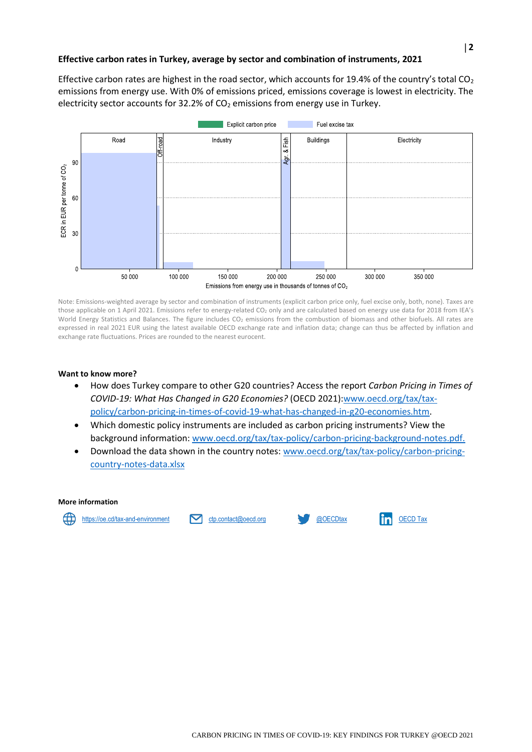**Effective carbon rates in Turkey, average by sector and combination of instruments, 2021**

Effective carbon rates are highest in the road sector, which accounts for 19.4% of the country's total $CO_2$ emissions from energy use. With 0% of emissions priced, emissions coverage is lowest in electricity. The electricity sector accounts for 32.2% of $CO_2$ emissions from energy use in Turkey.

Explicit carbon price
Fuel excise tax

Road
Off-road
Industry
Agr. & Fish
Buildings
Electricity

ECR in EUR per tonne of $CO_2$

0
30
60
90

50 000
100 000
150 000
200 000
250 000
300 000
350 000

Emissions from energy use in thousands of tonnes of $CO_2$

Note: Emissions-weighted average by sector and combination of instruments (explicit carbon price only, fuel excise only, both, none). Taxes are those applicable on 1 April 2021. Emissions refer to energy-related $CO_2$ only and are calculated based on energy use data for 2018 from IEA's World Energy Statistics and Balances. The figure includes $CO_2$ emissions from the combustion of biomass and other biofuels. All rates are expressed in real 2021 EUR using the latest available OECD exchange rate and inflation data; change can thus be affected by inflation and exchange rate fluctuations. Prices are rounded to the nearest eurocent.

**Want to know more?**

- How does Turkey compare to other G20 countries? Access the report *Carbon Pricing in Times of COVID-19: What Has Changed in G20 Economies?* (OECD 2021):www.oecd.org/tax/tax-policy/carbon-pricing-in-times-of-covid-19-what-has-changed-in-g20-economies.htm.
- Which domestic policy instruments are included as carbon pricing instruments? View the background information: www.oecd.org/tax/tax-policy/carbon-pricing-background-notes.pdf.
- Download the data shown in the country notes: www.oecd.org/tax/tax-policy/carbon-pricing-country-notes-data.xlsx

**More information**

https://oe.cd/tax-and-environment ctp.contact@oecd.org @OECDtax OECD Tax